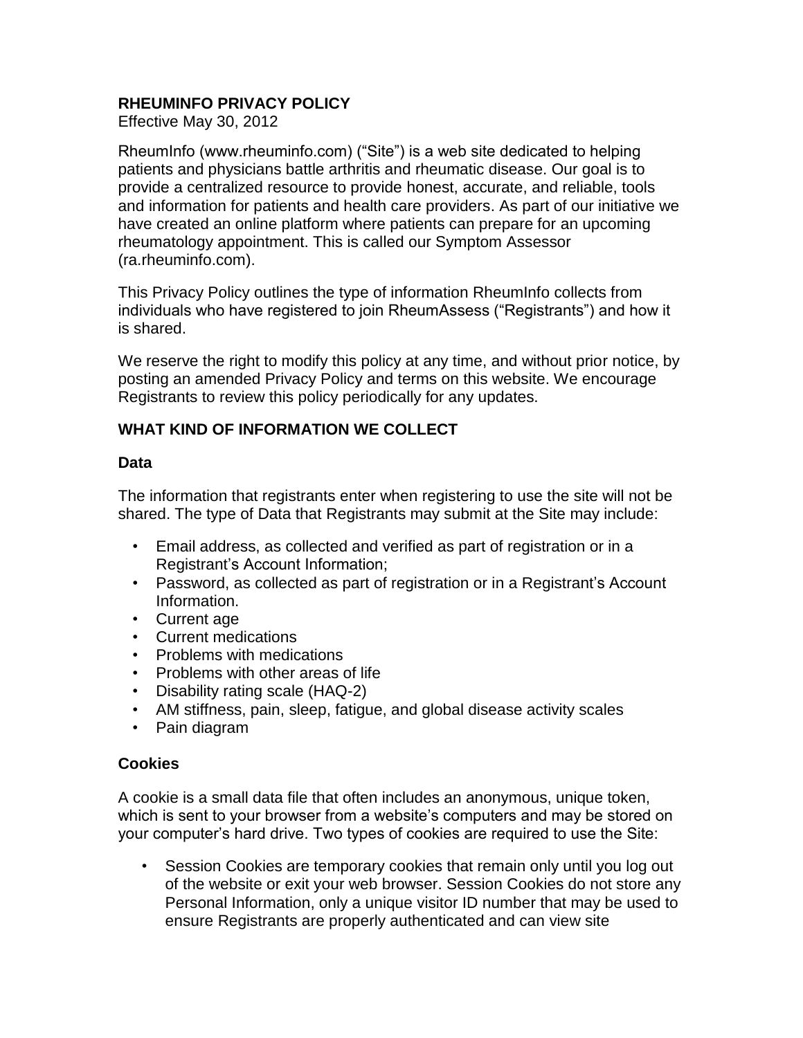# RHEUMINFO PRIVACY POLICY

Effective May 30, 2012

RheumInfo (www.rheuminfo.com) ("Site") is a web site dedicated to helping patients and physicians battle arthritis and rheumatic disease. Our goal is to provide a centralized resource to provide honest, accurate, and reliable, tools and information for patients and health care providers. As part of our initiative we have created an online platform where patients can prepare for an upcoming rheumatology appointment. This is called our Symptom Assessor (ra.rheuminfo.com).

This Privacy Policy outlines the type of information RheumInfo collects from individuals who have registered to join RheumAssess ("Registrants") and how it is shared.

We reserve the right to modify this policy at any time, and without prior notice, by posting an amended Privacy Policy and terms on this website. We encourage Registrants to review this policy periodically for any updates.

## WHAT KIND OF INFORMATION WE COLLECT

### Data

The information that registrants enter when registering to use the site will not be shared. The type of Data that Registrants may submit at the Site may include:

- Email address, as collected and verified as part of registration or in a Registrant's Account Information;
- Password, as collected as part of registration or in a Registrant's Account Information.
- Current age
- Current medications
- Problems with medications
- Problems with other areas of life
- Disability rating scale (HAQ-2)
- AM stiffness, pain, sleep, fatigue, and global disease activity scales
- Pain diagram

### Cookies

A cookie is a small data file that often includes an anonymous, unique token, which is sent to your browser from a website's computers and may be stored on your computer's hard drive. Two types of cookies are required to use the Site:

- Session Cookies are temporary cookies that remain only until you log out of the website or exit your web browser. Session Cookies do not store any Personal Information, only a unique visitor ID number that may be used to ensure Registrants are properly authenticated and can view site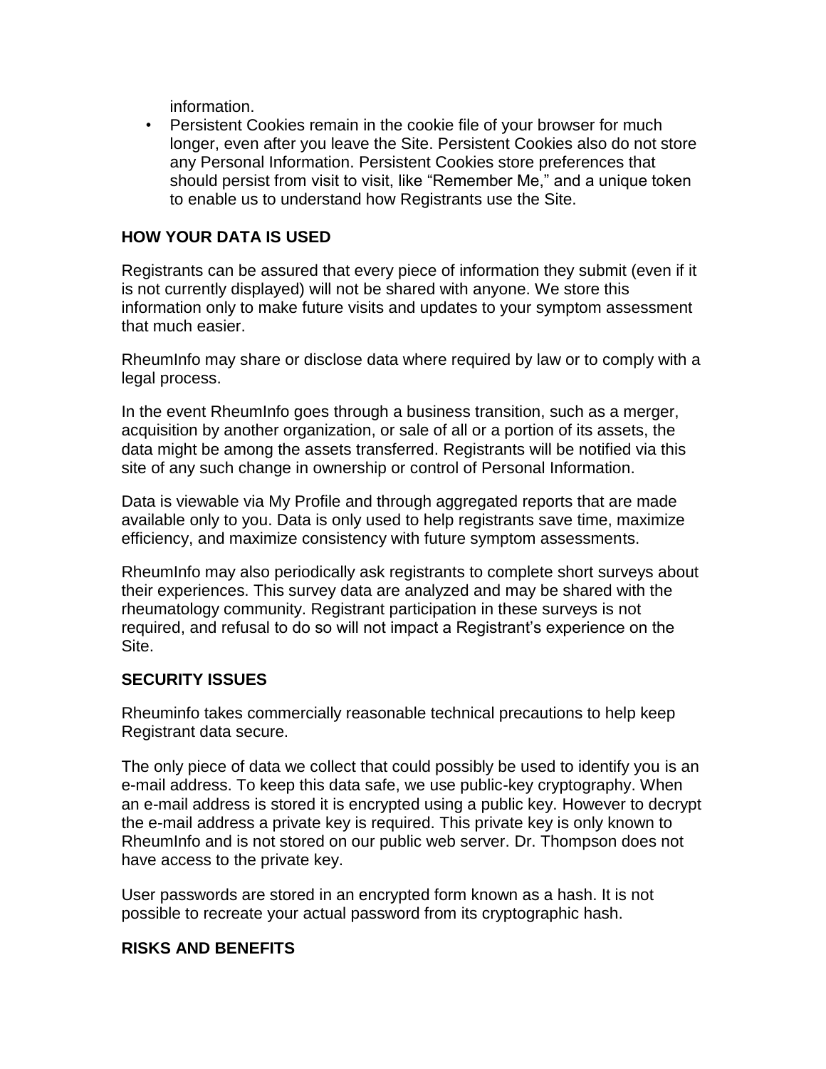information.

- Persistent Cookies remain in the cookie file of your browser for much longer, even after you leave the Site. Persistent Cookies also do not store any Personal Information. Persistent Cookies store preferences that should persist from visit to visit, like "Remember Me," and a unique token to enable us to understand how Registrants use the Site.

## HOW YOUR DATA IS USED

Registrants can be assured that every piece of information they submit (even if it is not currently displayed) will not be shared with anyone. We store this information only to make future visits and updates to your symptom assessment that much easier.

RheumInfo may share or disclose data where required by law or to comply with a legal process.

In the event RheumInfo goes through a business transition, such as a merger, acquisition by another organization, or sale of all or a portion of its assets, the data might be among the assets transferred. Registrants will be notified via this site of any such change in ownership or control of Personal Information.

Data is viewable via My Profile and through aggregated reports that are made available only to you. Data is only used to help registrants save time, maximize efficiency, and maximize consistency with future symptom assessments.

RheumInfo may also periodically ask registrants to complete short surveys about their experiences. This survey data are analyzed and may be shared with the rheumatology community. Registrant participation in these surveys is not required, and refusal to do so will not impact a Registrant's experience on the Site.

## SECURITY ISSUES

Rheuminfo takes commercially reasonable technical precautions to help keep Registrant data secure.

The only piece of data we collect that could possibly be used to identify you is an e-mail address. To keep this data safe, we use public-key cryptography. When an e-mail address is stored it is encrypted using a public key. However to decrypt the e-mail address a private key is required. This private key is only known to RheumInfo and is not stored on our public web server. Dr. Thompson does not have access to the private key.

User passwords are stored in an encrypted form known as a hash. It is not possible to recreate your actual password from its cryptographic hash.

## RISKS AND BENEFITS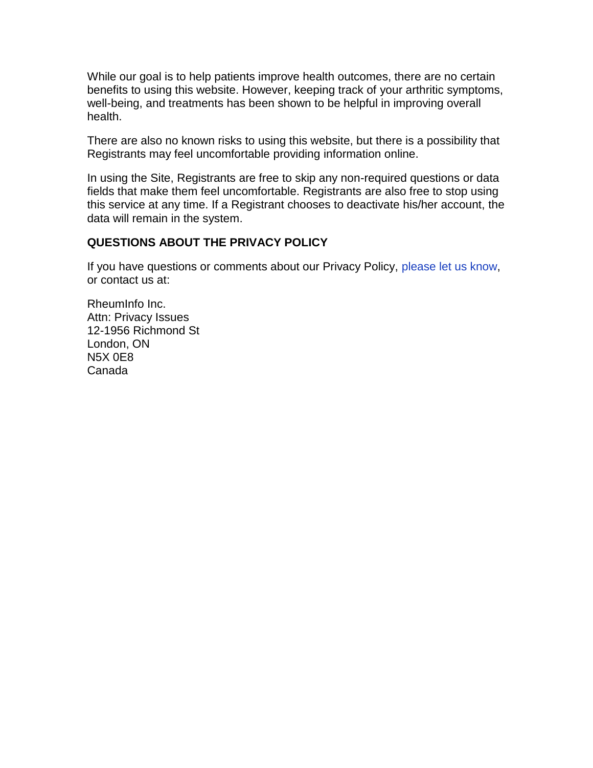While our goal is to help patients improve health outcomes, there are no certain benefits to using this website. However, keeping track of your arthritic symptoms, well-being, and treatments has been shown to be helpful in improving overall health.

There are also no known risks to using this website, but there is a possibility that Registrants may feel uncomfortable providing information online.

In using the Site, Registrants are free to skip any non-required questions or data fields that make them feel uncomfortable. Registrants are also free to stop using this service at any time. If a Registrant chooses to deactivate his/her account, the data will remain in the system.

**QUESTIONS ABOUT THE PRIVACY POLICY**

If you have questions or comments about our Privacy Policy, please let us know, or contact us at:

RheumInfo Inc.
Attn: Privacy Issues
12-1956 Richmond St
London, ON
N5X 0E8
Canada